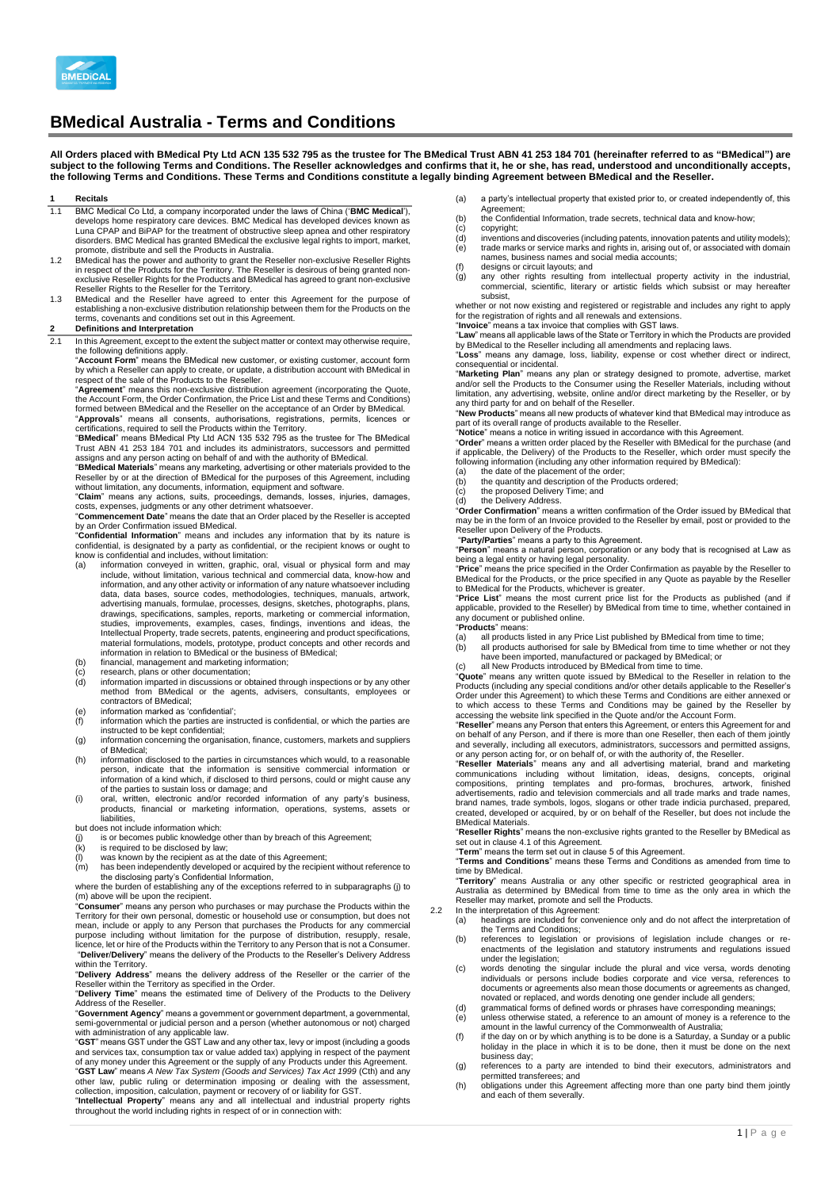# BMedical Australia - Terms and Conditions

**All Orders placed with BMedical Pty Ltd ACN 135 532 795 as the trustee for The BMedical Trust ABN 41 253 184 701 (hereinafter referred to as "BMedical") are subject to the following Terms and Conditions. The Reseller acknowledges and confirms that it, he or she, has read, understood and unconditionally accepts, the following Terms and Conditions. These Terms and Conditions constitute a legally binding Agreement between BMedical and the Reseller.**

## 1 Recitals

1.1 BMC Medical Co Ltd, a company incorporated under the laws of China ('**BMC Medical**'), develops home respiratory care devices. BMC Medical has developed devices known as Luna CPAP and BiPAP for the treatment of obstructive sleep apnea and other respiratory disorders. BMC Medical has granted BMedical the exclusive legal rights to import, market, promote, distribute and sell the Products in Australia.

1.2 BMedical has the power and authority to grant the Reseller non-exclusive Reseller Rights in respect of the Products for the Territory. The Reseller is desirous of being granted non-exclusive Reseller Rights for the Products and BMedical has agreed to grant non-exclusive Reseller Rights to the Reseller for the Territory.

1.3 BMedical and the Reseller have agreed to enter this Agreement for the purpose of establishing a non-exclusive distribution relationship between them for the Products on the terms, covenants and conditions set out in this Agreement.

## 2 Definitions and Interpretation

2.1 In this Agreement, except to the extent the subject matter or context may otherwise require, the following definitions apply.

"**Account Form**" means the BMedical new customer, or existing customer, account form by which a Reseller can apply to create, or update, a distribution account with BMedical in respect of the sale of the Products to the Reseller.

"**Agreement**" means this non-exclusive distribution agreement (incorporating the Quote, the Account Form, the Order Confirmation, the Price List and these Terms and Conditions) formed between BMedical and the Reseller on the acceptance of an Order by BMedical.

"**Approvals**" means all consents, authorisations, registrations, permits, licences or certifications, required to sell the Products within the Territory.

"**BMedical**" means BMedical Pty Ltd ACN 135 532 795 as the trustee for The BMedical Trust ABN 41 253 184 701 and includes its administrators, successors and permitted assigns and any person acting on behalf of and with the authority of BMedical.

"**BMedical Materials**" means any marketing, advertising or other materials provided to the Reseller by or at the direction of BMedical for the purposes of this Agreement, including without limitation, any documents, information, equipment and software.

"**Claim**" means any actions, suits, proceedings, demands, losses, injuries, damages, costs, expenses, judgments or any other detriment whatsoever.

"**Commencement Date**" means the date that an Order placed by the Reseller is accepted by an Order Confirmation issued BMedical.

"**Confidential Information**" means and includes any information that by its nature is confidential, is designated by a party as confidential, or the recipient knows or ought to know is confidential and includes, without limitation:

(a) information conveyed in written, graphic, oral, visual or physical form and may include, without limitation, various technical and commercial data, know-how and information, and any other activity or information of any nature whatsoever including data, data bases, source codes, methodologies, techniques, manuals, artwork, advertising manuals, formulae, processes, designs, sketches, photographs, plans, drawings, specifications, samples, reports, marketing or commercial information, studies, improvements, examples, cases, findings, inventions and ideas, the Intellectual Property, trade secrets, patents, engineering and product specifications, material formulations, models, prototype, product concepts and other records and information in relation to BMedical or the business of BMedical;

(b) financial, management and marketing information;

(c) research, plans or other documentation;

(d) information imparted in discussions or obtained through inspections or by any other method from BMedical or the agents, advisers, consultants, employees or contractors of BMedical;

(e) information marked as 'confidential';

(f) information which the parties are instructed is confidential, or which the parties are instructed to be kept confidential;

(g) information concerning the organisation, finance, customers, markets and suppliers of BMedical;

(h) information disclosed to the parties in circumstances which would, to a reasonable person, indicate that the information is sensitive commercial information or information of a kind which, if disclosed to third persons, could or might cause any of the parties to sustain loss or damage; and

(i) oral, written, electronic and/or recorded information of any party's business, products, financial or marketing information, operations, systems, assets or liabilities,

but does not include information which:

(j) is or becomes public knowledge other than by breach of this Agreement;

(k) is required to be disclosed by law;

(l) was known by the recipient as at the date of this Agreement;

(m) has been independently developed or acquired by the recipient without reference to the disclosing party's Confidential Information,

where the burden of establishing any of the exceptions referred to in subparagraphs (j) to (m) above will be upon the recipient.

"**Consumer**" means any person who purchases or may purchase the Products within the Territory for their own personal, domestic or household use or consumption, but does not mean, include or apply to any Person that purchases the Products for any commercial purpose including without limitation for the purpose of distribution, resupply, resale, licence, let or hire of the Products within the Territory to any Person that is not a Consumer.

"**Deliver/Delivery**" means the delivery of the Products to the Reseller's Delivery Address within the Territory.

"**Delivery Address**" means the delivery address of the Reseller or the carrier of the Reseller within the Territory as specified in the Order.

"**Delivery Time**" means the estimated time of Delivery of the Products to the Delivery Address of the Reseller.

"**Government Agency**" means a government or government department, a governmental, semi-governmental or judicial person and a person (whether autonomous or not) charged with administration of any applicable law.

"**GST**" means GST under the GST Law and any other tax, levy or impost (including a goods and services tax, consumption tax or value added tax) applying in respect of the payment of any money under this Agreement or the supply of any Products under this Agreement.

"**GST Law**" means *A New Tax System (Goods and Services) Tax Act 1999* (Cth) and any other law, public ruling or determination imposing or dealing with the assessment, collection, imposition, calculation, payment or recovery of or liability for GST.

"**Intellectual Property**" means any and all intellectual and industrial property rights throughout the world including rights in respect of or in connection with:

(a) a party's intellectual property that existed prior to, or created independently of, this Agreement;

(b) the Confidential Information, trade secrets, technical data and know-how;

(c) copyright;

(d) inventions and discoveries (including patents, innovation patents and utility models);

(e) trade marks or service marks and rights in, arising out of, or associated with domain names, business names and social media accounts;

(f) designs or circuit layouts; and

(g) any other rights resulting from intellectual property activity in the industrial, commercial, scientific, literary or artistic fields which subsist or may hereafter subsist,

whether or not now existing and registered or registrable and includes any right to apply for the registration of rights and all renewals and extensions.

"**Invoice**" means a tax invoice that complies with GST laws.

"**Law**" means all applicable laws of the State or Territory in which the Products are provided by BMedical to the Reseller including all amendments and replacing laws.

"**Loss**" means any damage, loss, liability, expense or cost whether direct or indirect, consequential or incidental.

"**Marketing Plan**" means any plan or strategy designed to promote, advertise, market and/or sell the Products to the Consumer using the Reseller Materials, including without limitation, any advertising, website, online and/or direct marketing by the Reseller, or by any third party for and on behalf of the Reseller.

"**New Products**" means all new products of whatever kind that BMedical may introduce as part of its overall range of products available to the Reseller.

"**Notice**" means a notice in writing issued in accordance with this Agreement.

"**Order**" means a written order placed by the Reseller with BMedical for the purchase (and if applicable, the Delivery) of the Products to the Reseller, which order must specify the following information (including any other information required by BMedical):

(a) the date of the placement of the order;

(b) the quantity and description of the Products ordered;

(c) the proposed Delivery Time; and

(d) the Delivery Address.

"**Order Confirmation**" means a written confirmation of the Order issued by BMedical that may be in the form of an Invoice provided to the Reseller by email, post or provided to the Reseller upon Delivery of the Products.

"**Party/Parties**" means a party to this Agreement.

"**Person**" means a natural person, corporation or any body that is recognised at Law as being a legal entity or having legal personality.

"**Price**" means the price specified in the Order Confirmation as payable by the Reseller to BMedical for the Products, or the price specified in any Quote as payable by the Reseller to BMedical for the Products, whichever is greater.

"**Price List**" means the most current price list for the Products as published (and if applicable, provided to the Reseller) by BMedical from time to time, whether contained in any document or published online.

"**Products**" means:

(a) all products listed in any Price List published by BMedical from time to time;

(b) all products authorised for sale by BMedical from time to time whether or not they have been imported, manufactured or packaged by BMedical; or

(c) all New Products introduced by BMedical from time to time.

"**Quote**" means any written quote issued by BMedical to the Reseller in relation to the Products (including any special conditions and/or other details applicable to the Reseller's Order under this Agreement) to which these Terms and Conditions are either annexed or to which access to these Terms and Conditions may be gained by the Reseller by accessing the website link specified in the Quote and/or the Account Form.

"**Reseller**" means any Person that enters this Agreement, or enters this Agreement for and on behalf of any Person, and if there is more than one Reseller, then each of them jointly and severally, including all executors, administrators, successors and permitted assigns, or any person acting for, or on behalf of, or with the authority of, the Reseller.

"**Reseller Materials**" means any and all advertising material, brand and marketing communications including without limitation, ideas, designs, concepts, original compositions, printing templates and pro-formas, brochures, artwork, finished advertisements, radio and television commercials and all trade marks and trade names, brand names, trade symbols, logos, slogans or other trade indicia purchased, prepared, created, developed or acquired, by or on behalf of the Reseller, but does not include the BMedical Materials.

"**Reseller Rights**" means the non-exclusive rights granted to the Reseller by BMedical as set out in clause 4.1 of this Agreement.

"**Term**" means the term set out in clause 5 of this Agreement.

"**Terms and Conditions**" means these Terms and Conditions as amended from time to time by BMedical.

"**Territory**" means Australia or any other specific or restricted geographical area in Australia as determined by BMedical from time to time as the only area in which the Reseller may market, promote and sell the Products.

2.2 In the interpretation of this Agreement:

(a) headings are included for convenience only and do not affect the interpretation of the Terms and Conditions;

(b) references to legislation or provisions of legislation include changes or re-enactments of the legislation and statutory instruments and regulations issued under the legislation;

(c) words denoting the singular include the plural and vice versa, words denoting individuals or persons include bodies corporate and vice versa, references to documents or agreements also mean those documents or agreements as changed, novated or replaced, and words denoting one gender include all genders;

(d) grammatical forms of defined words or phrases have corresponding meanings;

(e) unless otherwise stated, a reference to an amount of money is a reference to the amount in the lawful currency of the Commonwealth of Australia;

(f) if the day on or by which anything is to be done is a Saturday, a Sunday or a public holiday in the place in which it is to be done, then it must be done on the next business day;

(g) references to a party are intended to bind their executors, administrators and permitted transferees; and

(h) obligations under this Agreement affecting more than one party bind them jointly and each of them severally.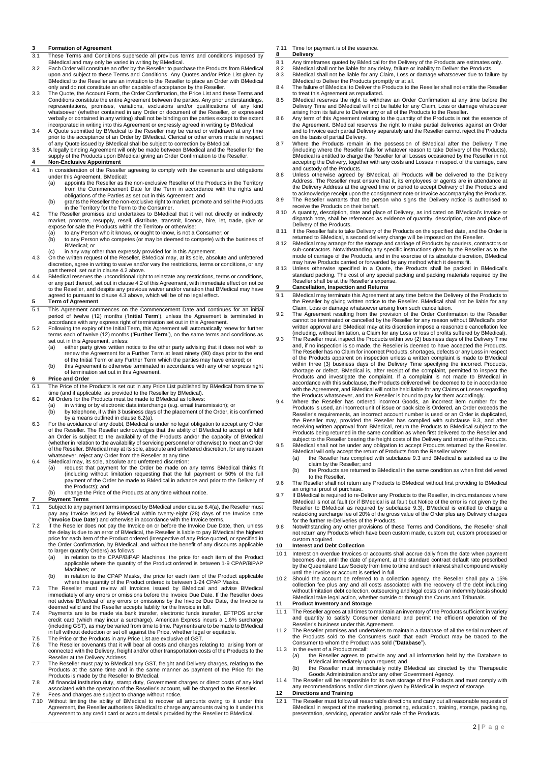## 3 Formation of Agreement

3.1 These Terms and Conditions supersede all previous terms and conditions imposed by BMedical and may only be varied in writing by BMedical.

3.2 Each Order will constitute an offer by the Reseller to purchase the Products from BMedical upon and subject to these Terms and Conditions. Any Quotes and/or Price List given by BMedical to the Reseller are an invitation to the Reseller to place an Order with BMedical only and do not constitute an offer capable of acceptance by the Reseller.

3.3 The Quote, the Account Form, the Order Confirmation, the Price List and these Terms and Conditions constitute the entire Agreement between the parties. Any prior understandings, representations, promises, variations, exclusions and/or qualifications of any kind whatsoever (whether contained in any Order or document of the Reseller, or expressed verbally or contained in any writing) shall not be binding on the parties except to the extent incorporated in writing into this Agreement or expressly agreed in writing by BMedical.

3.4 A Quote submitted by BMedical to the Reseller may be varied or withdrawn at any time prior to the acceptance of an Order by BMedical. Clerical or other errors made in respect of any Quote issued by BMedical shall be subject to correction by BMedical.

3.5 A legally binding Agreement will only be made between BMedical and the Reseller for the supply of the Products upon BMedical giving an Order Confirmation to the Reseller.

## 4 Non-Exclusive Appointment

4.1 In consideration of the Reseller agreeing to comply with the covenants and obligations under this Agreement, BMedical:
- (a) appoints the Reseller as the non-exclusive Reseller of the Products in the Territory from the Commencement Date for the Term in accordance with the rights and obligations of the Parties as set out in this Agreement; and
- (b) grants the Reseller the non-exclusive right to market, promote and sell the Products in the Territory for the Term to the Consumer.

4.2 The Reseller promises and undertakes to BMedical that it will not directly or indirectly market, promote, resupply, resell, distribute, transmit, licence, hire, let, trade, give or expose for sale the Products within the Territory or otherwise:
- (a) to any Person who it knows, or ought to know, is not a Consumer; or
- (b) to any Person who competes (or may be deemed to compete) with the business of BMedical; or
- (c) in any way other than expressly provided for in this Agreement.

4.3 On the written request of the Reseller, BMedical may, at its sole, absolute and unfettered discretion, agree in writing to waive and/or vary the restrictions, terms or conditions, or any part thereof, set out in clause 4.2 above.

4.4 BMedical reserves the unconditional right to reinstate any restrictions, terms or conditions, or any part thereof, set out in clause 4.2 of this Agreement, with immediate effect on notice to the Reseller, and despite any previous waiver and/or variation that BMedical may have agreed to pursuant to clause 4.3 above, which will be of no legal effect.

## 5 Term of Agreement

5.1 This Agreement commences on the Commencement Date and continues for an initial period of twelve (12) months ('**Initial Term**'), unless the Agreement is terminated in accordance with any express right of termination set out in this Agreement.

5.2 Following the expiry of the Initial Term, this Agreement will automatically renew for further terms each of twelve (12) months ('**Further Term**'), on the same terms and conditions as set out in this Agreement, unless:
- (a) either party gives written notice to the other party advising that it does not wish to renew the Agreement for a Further Term at least ninety (90) days prior to the end of the Initial Term or any Further Term which the parties may have entered; or
- (b) this Agreement is otherwise terminated in accordance with any other express right of termination set out in this Agreement.

## 6 Price and Order

6.1 The Price of the Products is set out in any Price List published by BMedical from time to time (and if applicable, as provided to the Reseller by BMedical).

6.2 All Orders for the Products must be made to BMedical as follows:
- (a) in writing or by electronic data interchange (e.g. email transmission); or
- (b) by telephone, if within 3 business days of the placement of the Order, it is confirmed by a means outlined in clause 6.2(a).

6.3 For the avoidance of any doubt, BMedical is under no legal obligation to accept any Order of the Reseller. The Reseller acknowledges that the ability of BMedical to accept or fulfil an Order is subject to the availability of the Products and/or the capacity of BMedical (whether in relation to the availability of servicing personnel or otherwise) to meet an Order of the Reseller. BMedical may at its sole, absolute and unfettered discretion, for any reason whatsoever, reject any Order from the Reseller at any time.

6.4 BMedical may, its sole, absolute and unfettered discretion:
- (a) request that payment for the Order be made on any terms BMedical thinks fit (including without limitation requesting that the full payment or 50% of the full payment of the Order be made to BMedical in advance and prior to the Delivery of the Products); and
- (b) change the Price of the Products at any time without notice.

## 7 Payment Terms

7.1 Subject to any payment terms imposed by BMedical under clause 6.4(a), the Reseller must pay any Invoice issued by BMedical within twenty-eight (28) days of the Invoice date ('**Invoice Due Date**') and otherwise in accordance with the Invoice terms.

7.2 If the Reseller does not pay the Invoice on or before the Invoice Due Date, then, unless the delay is due to an error of BMedical, the Reseller is liable to pay BMedical the highest price for each item of the Product ordered (irrespective of any Price quoted, or specified in the Order Confirmation, by BMedical, and without the benefit of any discounts applicable to larger quantity Orders) as follows:
- (a) in relation to the CPAP/BiPAP Machines, the price for each item of the Product applicable where the quantity of the Product ordered is between 1-9 CPAP/BiPAP Machines; or
- (b) in relation to the CPAP Masks, the price for each item of the Product applicable where the quantity of the Product ordered is between 1-24 CPAP Masks.

7.3 The Reseller must review all Invoices issued by BMedical and advise BMedical immediately of any errors or omissions before the Invoice Due Date. If the Reseller does not advise BMedical of any errors or omissions by the Invoice Due Date, the Invoice is deemed valid and the Reseller accepts liability for the Invoice in full.

7.4 Payments are to be made via bank transfer, electronic funds transfer, EFTPOS and/or credit card (which may incur a surcharge). American Express incurs a 1.6% surcharge (including GST), as may be varied from time to time. Payments are to be made to BMedical in full without deduction or set off against the Price, whether legal or equitable.

7.5 The Price or the Products in any Price List are exclusive of GST.

7.6 The Reseller covenants that it will bear all costs and charges relating to, arising from or connected with the Delivery, freight and/or other transportation costs of the Products to the Reseller at the Delivery Address.

7.7 The Reseller must pay to BMedical any GST, freight and Delivery charges, relating to the Products at the same time and in the same manner as payment of the Price for the Products is made by the Reseller to BMedical.

7.8 All financial institution duty, stamp duty, Government charges or direct costs of any kind associated with the operation of the Reseller's account, will be charged to the Reseller.

7.9 Fees and charges are subject to change without notice.

7.10 Without limiting the ability of BMedical to recover all amounts owing to it under this Agreement, the Reseller authorises BMedical to charge any amounts owing to it under this Agreement to any credit card or account details provided by the Reseller to BMedical.

7.11 Time for payment is of the essence.

## 8 Delivery

8.1 Any timeframes quoted by BMedical for the Delivery of the Products are estimates only.

8.2 BMedical shall not be liable for any delay, failure or inability to Deliver the Products.

8.3 BMedical shall not be liable for any Claim, Loss or damage whatsoever due to failure by BMedical to Deliver the Products promptly or at all.

8.4 The failure of BMedical to Deliver the Products to the Reseller shall not entitle the Reseller to treat this Agreement as repudiated.

8.5 BMedical reserves the right to withdraw an Order Confirmation at any time before the Delivery Time and BMedical will not be liable for any Claim, Loss or damage whatsoever arising from its failure to Deliver any or all of the Products to the Reseller.

8.6 Any term of this Agreement relating to the quantity of the Products is not the essence of the Agreement. BMedical reserves the right to make partial deliveries against an Order and to Invoice each partial Delivery separately and the Reseller cannot reject the Products on the basis of partial Delivery.

8.7 Where the Products remain in the possession of BMedical after the Delivery Time (including where the Reseller fails for whatever reason to take Delivery of the Products), BMedical is entitled to charge the Reseller for all Losses occasioned by the Reseller in not accepting the Delivery, together with any costs and Losses in respect of the carriage, care and custody of the Products.

8.8 Unless otherwise agreed by BMedical, all Products will be delivered to the Delivery Address. The Reseller must ensure that it, its employees or agents are in attendance at the Delivery Address at the agreed time or period to accept Delivery of the Products and to acknowledge receipt upon the consignment note or Invoice accompanying the Products.

8.9 The Reseller warrants that the person who signs the Delivery notice is authorised to receive the Products on their behalf.

8.10 A quantity, description, date and place of Delivery, as indicated on BMedical's Invoice or dispatch note, shall be referenced as evidence of quantity, description, date and place of Delivery of the Products.

8.11 If the Reseller fails to take Delivery of the Products on the specified date, and the Order is returned to BMedical, a second delivery charge will be imposed on the Reseller.

8.12 BMedical may arrange for the storage and carriage of Products by couriers, contractors or sub-contractors. Notwithstanding any specific instructions given by the Reseller as to the mode of carriage of the Products, and in the exercise of its absolute discretion, BMedical may have Products carried or forwarded by any method which it deems fit.

8.13 Unless otherwise specified in a Quote, the Products shall be packed in BMedical's standard packing. The cost of any special packing and packing materials required by the Reseller shall be at the Reseller's expense.

## 9 Cancellation, Inspection and Returns

9.1 BMedical may terminate this Agreement at any time before the Delivery of the Products to the Reseller by giving written notice to the Reseller. BMedical shall not be liable for any Claim, Loss or damage whatsoever arising from such cancellation.

9.2 The Agreement resulting from the provision of the Order Confirmation to the Reseller cannot be terminated or cancelled by the Reseller for any reason without BMedical's prior written approval and BMedical may at its discretion impose a reasonable cancellation fee (including, without limitation, a Claim for any Loss or loss of profits suffered by BMedical).

9.3 The Reseller must inspect the Products within two (2) business days of the Delivery Time and, if no inspection is so made, the Reseller is deemed to have accepted the Products. The Reseller has no Claim for incorrect Products, shortages, defects or any Loss in respect of the Products apparent on inspection unless a written complaint is made to BMedical within three (3) business days of the Delivery Time specifying the incorrect Products, shortage or defect. BMedical is, after receipt of the complaint, permitted to inspect the Products and investigate the complaint. If a complaint is not made to BMedical in accordance with this subclause, the Products delivered will be deemed to be in accordance with the Agreement, and BMedical will not be held liable for any Claims or Losses regarding the Products whatsoever, and the Reseller is bound to pay for them accordingly.

9.4 Where the Reseller has ordered incorrect Goods, an incorrect item number for the Products is used, an incorrect unit of issue or pack size is Ordered, an Order exceeds the Reseller's requirements, an incorrect account number is used or an Order is duplicated, the Reseller may, provided the Reseller has complied with subclause 9.3, and after receiving written approval from BMedical, return the Products to BMedical subject to the Products being returned in the same condition as when first delivered to the Reseller and subject to the Reseller bearing the freight costs of the Delivery and return of the Products.

9.5 BMedical shall not be under any obligation to accept Products returned by the Reseller. BMedical will only accept the return of Products from the Reseller where:
- (a) the Reseller has complied with subclause 9.3 and BMedical is satisfied as to the claim by the Reseller; and
- (b) the Products are returned to BMedical in the same condition as when first delivered to the Reseller.

9.6 The Reseller shall not return any Products to BMedical without first providing to BMedical an original proof of purchase.

9.7 If BMedical is required to re-Deliver any Products to the Reseller, in circumstances where BMedical is not at fault (or if BMedical is at fault but Notice of the error is not given by the Reseller to BMedical as required by subclause 9.3), BMedical is entitled to charge a restocking surcharge fee of 20% of the gross value of the Order plus any Delivery charges for the further re-Deliveries of the Products.

9.8 Notwithstanding any other provisions of these Terms and Conditions, the Reseller shall not return any Products which have been custom made, custom cut, custom processed or custom acquired.

## 10 Interest and Debt Collection

10.1 Interest on overdue Invoices or accounts shall accrue daily from the date when payment becomes due, until the date of payment, at the standard contract default rate prescribed by the Queensland Law Society from time to time and such interest shall compound weekly until the Invoice or account is settled in full.

10.2 Should the account be referred to a collection agency, the Reseller shall pay a 15% collection fee plus any and all costs associated with the recovery of the debt including without limitation debt collection, outsourcing and legal costs on an indemnity basis should BMedical take legal action, whether outside or through the Courts and Tribunals.

## 11 Product Inventory and Storage

11.1 The Reseller agrees at all times to maintain an inventory of the Products sufficient in variety and quantity to satisfy Consumer demand and permit the efficient operation of the Reseller's business under this Agreement.

11.2 The Reseller promises and undertakes to maintain a database of all the serial numbers of the Products sold to the Consumers such that each Product may be traced to the Consumer to whom the Product was sold ("**Database**").

11.3 In the event of a Product recall:
- (a) the Reseller agrees to provide any and all information held by the Database to BMedical immediately upon request; and
- (b) the Reseller must immediately notify BMedical as directed by the Therapeutic Goods Administration and/or any other Government Agency.

11.4 The Reseller will be responsible for its own storage of the Products and must comply with any recommendations and/or directions given by BMedical in respect of storage.

## 12 Directions and Training

12.1 The Reseller must follow all reasonable directions and carry out all reasonable requests of BMedical in respect of the marketing, promoting, education, training, storage, packaging, presentation, servicing, operation and/or sale of the Products.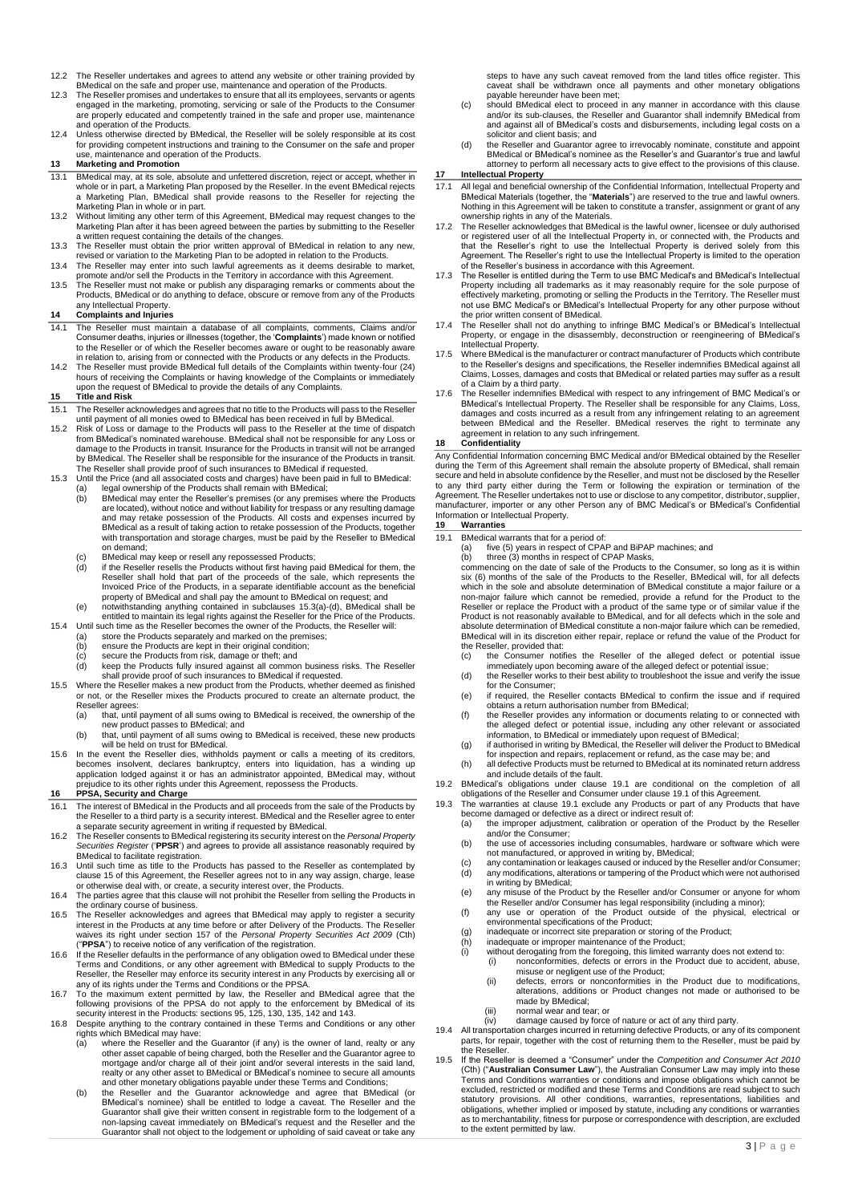12.2 The Reseller undertakes and agrees to attend any website or other training provided by BMedical on the safe and proper use, maintenance and operation of the Products.

12.3 The Reseller promises and undertakes to ensure that all its employees, servants or agents engaged in the marketing, promoting, servicing or sale of the Products to the Consumer are properly educated and competently trained in the safe and proper use, maintenance and operation of the Products.

12.4 Unless otherwise directed by BMedical, the Reseller will be solely responsible at its cost for providing competent instructions and training to the Consumer on the safe and proper use, maintenance and operation of the Products.

## 13 Marketing and Promotion

13.1 BMedical may, at its sole, absolute and unfettered discretion, reject or accept, whether in whole or in part, a Marketing Plan proposed by the Reseller. In the event BMedical rejects a Marketing Plan, BMedical shall provide reasons to the Reseller for rejecting the Marketing Plan in whole or in part.

13.2 Without limiting any other term of this Agreement, BMedical may request changes to the Marketing Plan after it has been agreed between the parties by submitting to the Reseller a written request containing the details of the changes.

13.3 The Reseller must obtain the prior written approval of BMedical in relation to any new, revised or variation to the Marketing Plan to be adopted in relation to the Products.

13.4 The Reseller may enter into such lawful agreements as it deems desirable to market, promote and/or sell the Products in the Territory in accordance with this Agreement.

13.5 The Reseller must not make or publish any disparaging remarks or comments about the Products, BMedical or do anything to deface, obscure or remove from any of the Products any Intellectual Property.

## 14 Complaints and Injuries

14.1 The Reseller must maintain a database of all complaints, comments, Claims and/or Consumer deaths, injuries or illnesses (together, the '**Complaints**') made known or notified to the Reseller or of which the Reseller becomes aware or ought to be reasonably aware in relation to, arising from or connected with the Products or any defects in the Products.

14.2 The Reseller must provide BMedical full details of the Complaints within twenty-four (24) hours of receiving the Complaints or having knowledge of the Complaints or immediately upon the request of BMedical to provide the details of any Complaints.

## 15 Title and Risk

15.1 The Reseller acknowledges and agrees that no title to the Products will pass to the Reseller until payment of all monies owed to BMedical has been received in full by BMedical.

15.2 Risk of Loss or damage to the Products will pass to the Reseller at the time of dispatch from BMedical's nominated warehouse. BMedical shall not be responsible for any Loss or damage to the Products in transit. Insurance for the Products in transit will not be arranged by BMedical. The Reseller shall be responsible for the insurance of the Products in transit. The Reseller shall provide proof of such insurances to BMedical if requested.

15.3 Until the Price (and all associated costs and charges) have been paid in full to BMedical:
- (a) legal ownership of the Products shall remain with BMedical;
- (b) BMedical may enter the Reseller's premises (or any premises where the Products are located), without notice and without liability for trespass or any resulting damage and may retake possession of the Products. All costs and expenses incurred by BMedical as a result of taking action to retake possession of the Products, together with transportation and storage charges, must be paid by the Reseller to BMedical on demand;
- (c) BMedical may keep or resell any repossessed Products;
- (d) if the Reseller resells the Products without first having paid BMedical for them, the Reseller shall hold that part of the proceeds of the sale, which represents the Invoiced Price of the Products, in a separate identifiable account as the beneficial property of BMedical and shall pay the amount to BMedical on request; and
- (e) notwithstanding anything contained in subclauses 15.3(a)-(d), BMedical shall be entitled to maintain its legal rights against the Reseller for the Price of the Products.

15.4 Until such time as the Reseller becomes the owner of the Products, the Reseller will:
- (a) store the Products separately and marked on the premises;
- (b) ensure the Products are kept in their original condition;
- (c) secure the Products from risk, damage or theft; and
- (d) keep the Products fully insured against all common business risks. The Reseller shall provide proof of such insurances to BMedical if requested.

15.5 Where the Reseller makes a new product from the Products, whether deemed as finished or not, or the Reseller mixes the Products procured to create an alternate product, the Reseller agrees:
- (a) that, until payment of all sums owing to BMedical is received, the ownership of the new product passes to BMedical; and
- (b) that, until payment of all sums owing to BMedical is received, these new products will be held on trust for BMedical.

15.6 In the event the Reseller dies, withholds payment or calls a meeting of its creditors, becomes insolvent, declares bankruptcy, enters into liquidation, has a winding up application lodged against it or has an administrator appointed, BMedical may, without prejudice to its other rights under this Agreement, repossess the Products.

## 16 PPSA, Security and Charge

16.1 The interest of BMedical in the Products and all proceeds from the sale of the Products by the Reseller to a third party is a security interest. BMedical and the Reseller agree to enter a separate security agreement in writing if requested by BMedical.

16.2 The Reseller consents to BMedical registering its security interest on the *Personal Property Securities Register* ('**PPSR**') and agrees to provide all assistance reasonably required by BMedical to facilitate registration.

16.3 Until such time as title to the Products has passed to the Reseller as contemplated by clause 15 of this Agreement, the Reseller agrees not to in any way assign, charge, lease or otherwise deal with, or create, a security interest over, the Products.

16.4 The parties agree that this clause will not prohibit the Reseller from selling the Products in the ordinary course of business.

16.5 The Reseller acknowledges and agrees that BMedical may apply to register a security interest in the Products at any time before or after Delivery of the Products. The Reseller waives its right under section 157 of the *Personal Property Securities Act 2009* (Cth) ("**PPSA**") to receive notice of any verification of the registration.

16.6 If the Reseller defaults in the performance of any obligation owed to BMedical under these Terms and Conditions, or any other agreement with BMedical to supply Products to the Reseller, the Reseller may enforce its security interest in any Products by exercising all or any of its rights under the Terms and Conditions or the PPSA.

16.7 To the maximum extent permitted by law, the Reseller and BMedical agree that the following provisions of the PPSA do not apply to the enforcement by BMedical of its security interest in the Products: sections 95, 125, 130, 135, 142 and 143.

16.8 Despite anything to the contrary contained in these Terms and Conditions or any other rights which BMedical may have:
- (a) where the Reseller and the Guarantor (if any) is the owner of land, realty or any other asset capable of being charged, both the Reseller and the Guarantor agree to mortgage and/or charge all of their joint and/or several interests in the said land, realty or any other asset to BMedical or BMedical's nominee to secure all amounts and other monetary obligations payable under these Terms and Conditions;
- (b) the Reseller and the Guarantor acknowledge and agree that BMedical (or BMedical's nominee) shall be entitled to lodge a caveat. The Reseller and the Guarantor shall give their written consent in registrable form to the lodgement of a non-lapsing caveat immediately on BMedical's request and the Reseller and the Guarantor shall not object to the lodgement or upholding of said caveat or take any steps to have any such caveat removed from the land titles office register. This caveat shall be withdrawn once all payments and other monetary obligations payable hereunder have been met;
- (c) should BMedical elect to proceed in any manner in accordance with this clause and/or its sub-clauses, the Reseller and Guarantor shall indemnify BMedical from and against all of BMedical's costs and disbursements, including legal costs on a solicitor and client basis; and
- (d) the Reseller and Guarantor agree to irrevocably nominate, constitute and appoint BMedical or BMedical's nominee as the Reseller's and Guarantor's true and lawful attorney to perform all necessary acts to give effect to the provisions of this clause.

## 17 Intellectual Property

17.1 All legal and beneficial ownership of the Confidential Information, Intellectual Property and BMedical Materials (together, the "**Materials**") are reserved to the true and lawful owners. Nothing in this Agreement will be taken to constitute a transfer, assignment or grant of any ownership rights in any of the Materials.

17.2 The Reseller acknowledges that BMedical is the lawful owner, licensee or duly authorised or registered user of all the Intellectual Property in, or connected with, the Products and that the Reseller's right to use the Intellectual Property is derived solely from this Agreement. The Reseller's right to use the Intellectual Property is limited to the operation of the Reseller's business in accordance with this Agreement.

17.3 The Reseller is entitled during the Term to use BMC Medical's and BMedical's Intellectual Property including all trademarks as it may reasonably require for the sole purpose of effectively marketing, promoting or selling the Products in the Territory. The Reseller must not use BMC Medical's or BMedical's Intellectual Property for any other purpose without the prior written consent of BMedical.

17.4 The Reseller shall not do anything to infringe BMC Medical's or BMedical's Intellectual Property, or engage in the disassembly, deconstruction or reengineering of BMedical's Intellectual Property.

17.5 Where BMedical is the manufacturer or contract manufacturer of Products which contribute to the Reseller's designs and specifications, the Reseller indemnifies BMedical against all Claims, Losses, damages and costs that BMedical or related parties may suffer as a result of a Claim by a third party.

17.6 The Reseller indemnifies BMedical with respect to any infringement of BMC Medical's or BMedical's Intellectual Property. The Reseller shall be responsible for any Claims, Loss, damages and costs incurred as a result from any infringement relating to an agreement between BMedical and the Reseller. BMedical reserves the right to terminate any agreement in relation to any such infringement.

## 18 Confidentiality

Any Confidential Information concerning BMC Medical and/or BMedical obtained by the Reseller during the Term of this Agreement shall remain the absolute property of BMedical, shall remain secure and held in absolute confidence by the Reseller, and must not be disclosed by the Reseller to any third party either during the Term or following the expiration or termination of the Agreement. The Reseller undertakes not to use or disclose to any competitor, distributor, supplier, manufacturer, importer or any other Person any of BMC Medical's or BMedical's Confidential Information or Intellectual Property.

## 19 Warranties

19.1 BMedical warrants that for a period of:
- (a) five (5) years in respect of CPAP and BiPAP machines; and
- (b) three (3) months in respect of CPAP Masks,

commencing on the date of sale of the Products to the Consumer, so long as it is within six (6) months of the sale of the Products to the Reseller, BMedical will, for all defects which in the sole and absolute determination of BMedical constitute a major failure or a non-major failure which cannot be remedied, provide a refund for the Product to the Reseller or replace the Product with a product of the same type or of similar value if the Product is not reasonably available to BMedical, and for all defects which in the sole and absolute determination of BMedical constitute a non-major failure which can be remedied, BMedical will in its discretion either repair, replace or refund the value of the Product for the Reseller, provided that:
- (c) the Consumer notifies the Reseller of the alleged defect or potential issue immediately upon becoming aware of the alleged defect or potential issue;
- (d) the Reseller works to their best ability to troubleshoot the issue and verify the issue for the Consumer;
- (e) if required, the Reseller contacts BMedical to confirm the issue and if required obtains a return authorisation number from BMedical;
- (f) the Reseller provides any information or documents relating to or connected with the alleged defect or potential issue, including any other relevant or associated information, to BMedical or immediately upon request of BMedical;
- (g) if authorised in writing by BMedical, the Reseller will deliver the Product to BMedical for inspection and repairs, replacement or refund, as the case may be; and
- (h) all defective Products must be returned to BMedical at its nominated return address and include details of the fault.

19.2 BMedical's obligations under clause 19.1 are conditional on the completion of all obligations of the Reseller and Consumer under clause 19.1 of this Agreement.

19.3 The warranties at clause 19.1 exclude any Products or part of any Products that have become damaged or defective as a direct or indirect result of:
- (a) the improper adjustment, calibration or operation of the Product by the Reseller and/or the Consumer;
- (b) the use of accessories including consumables, hardware or software which were not manufactured, or approved in writing by, BMedical;
- (c) any contamination or leakages caused or induced by the Reseller and/or Consumer;
- (d) any modifications, alterations or tampering of the Product which were not authorised in writing by BMedical;
- (e) any misuse of the Product by the Reseller and/or Consumer or anyone for whom the Reseller and/or Consumer has legal responsibility (including a minor);
- (f) any use or operation of the Product outside of the physical, electrical or environmental specifications of the Product;
- (g) inadequate or incorrect site preparation or storing of the Product;
- (h) inadequate or improper maintenance of the Product;
- (i) without derogating from the foregoing, this limited warranty does not extend to:
  - (i) nonconformities, defects or errors in the Product due to accident, abuse, misuse or negligent use of the Product;
  - (ii) defects, errors or nonconformities in the Product due to modifications, alterations, additions or Product changes not made or authorised to be made by BMedical;
  - (iii) normal wear and tear; or
  - (iv) damage caused by force of nature or act of any third party.

19.4 All transportation charges incurred in returning defective Products, or any of its component parts, for repair, together with the cost of returning them to the Reseller, must be paid by the Reseller.

19.5 If the Reseller is deemed a "Consumer" under the *Competition and Consumer Act 2010* (Cth) ("**Australian Consumer Law**"), the Australian Consumer Law may imply into these Terms and Conditions warranties or conditions and impose obligations which cannot be excluded, restricted or modified and these Terms and Conditions are read subject to such statutory provisions. All other conditions, warranties, representations, liabilities and obligations, whether implied or imposed by statute, including any conditions or warranties as to merchantability, fitness for purpose or correspondence with description, are excluded to the extent permitted by law.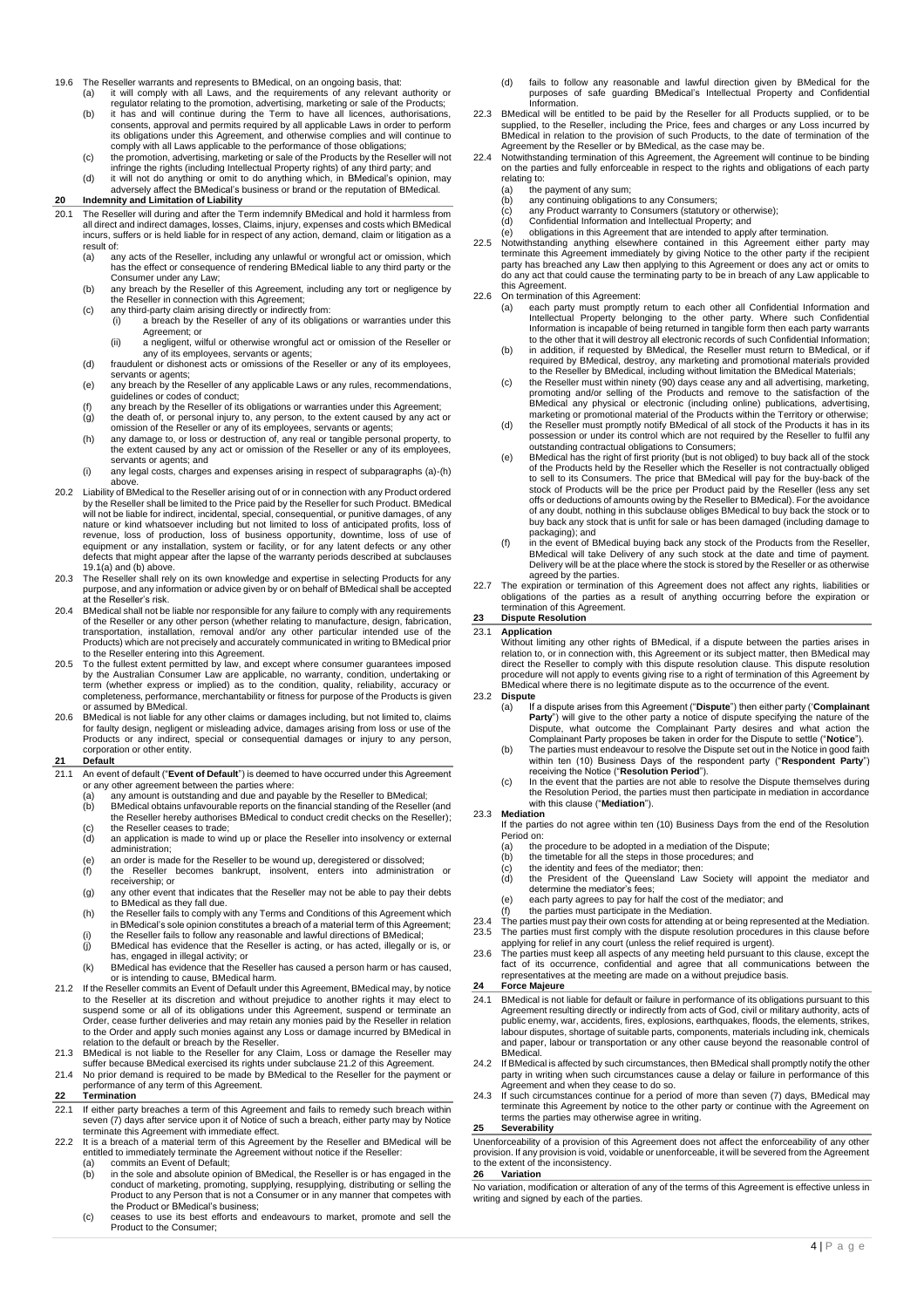19.6 The Reseller warrants and represents to BMedical, on an ongoing basis, that:

(a) it will comply with all Laws, and the requirements of any relevant authority or regulator relating to the promotion, advertising, marketing or sale of the Products;

(b) it has and will continue during the Term to have all licences, authorisations, consents, approval and permits required by all applicable Laws in order to perform its obligations under this Agreement, and otherwise complies and will continue to comply with all Laws applicable to the performance of those obligations;

(c) the promotion, advertising, marketing or sale of the Products by the Reseller will not infringe the rights (including Intellectual Property rights) of any third party; and

(d) it will not do anything or omit to do anything which, in BMedical's opinion, may adversely affect the BMedical's business or brand or the reputation of BMedical.

## 20 Indemnity and Limitation of Liability

20.1 The Reseller will during and after the Term indemnify BMedical and hold it harmless from all direct and indirect damages, losses, Claims, injury, expenses and costs which BMedical incurs, suffers or is held liable for in respect of any action, demand, claim or litigation as a result of:

(a) any acts of the Reseller, including any unlawful or wrongful act or omission, which has the effect or consequence of rendering BMedical liable to any third party or the Consumer under any Law;

(b) any breach by the Reseller of this Agreement, including any tort or negligence by the Reseller in connection with this Agreement;

(c) any third-party claim arising directly or indirectly from:

(i) a breach by the Reseller of any of its obligations or warranties under this Agreement; or

(ii) a negligent, wilful or otherwise wrongful act or omission of the Reseller or any of its employees, servants or agents;

(d) fraudulent or dishonest acts or omissions of the Reseller or any of its employees, servants or agents;

(e) any breach by the Reseller of any applicable Laws or any rules, recommendations, guidelines or codes of conduct;

(f) any breach by the Reseller of its obligations or warranties under this Agreement;

(g) the death of, or personal injury to, any person, to the extent caused by any act or omission of the Reseller or any of its employees, servants or agents;

(h) any damage to, or loss or destruction of, any real or tangible personal property, to the extent caused by any act or omission of the Reseller or any of its employees, servants or agents; and

(i) any legal costs, charges and expenses arising in respect of subparagraphs (a)-(h) above.

20.2 Liability of BMedical to the Reseller arising out of or in connection with any Product ordered by the Reseller shall be limited to the Price paid by the Reseller for such Product. BMedical will not be liable for indirect, incidental, special, consequential, or punitive damages, of any nature or kind whatsoever including but not limited to loss of anticipated profits, loss of revenue, loss of production, loss of business opportunity, downtime, loss of use of equipment or any installation, system or facility, or for any latent defects or any other defects that might appear after the lapse of the warranty periods described at subclauses 19.1(a) and (b) above.

20.3 The Reseller shall rely on its own knowledge and expertise in selecting Products for any purpose, and any information or advice given by or on behalf of BMedical shall be accepted at the Reseller's risk.

20.4 BMedical shall not be liable nor responsible for any failure to comply with any requirements of the Reseller or any other person (whether relating to manufacture, design, fabrication, transportation, installation, removal and/or any other particular intended use of the Products) which are not precisely and accurately communicated in writing to BMedical prior to the Reseller entering into this Agreement.

20.5 To the fullest extent permitted by law, and except where consumer guarantees imposed by the Australian Consumer Law are applicable, no warranty, condition, undertaking or term (whether express or implied) as to the condition, quality, reliability, accuracy or completeness, performance, merchantability or fitness for purpose of the Products is given or assumed by BMedical.

20.6 BMedical is not liable for any other claims or damages including, but not limited to, claims for faulty design, negligent or misleading advice, damages arising from loss or use of the Products or any indirect, special or consequential damages or injury to any person, corporation or other entity.

## 21 Default

21.1 An event of default ("**Event of Default**") is deemed to have occurred under this Agreement or any other agreement between the parties where:

(a) any amount is outstanding and due and payable by the Reseller to BMedical;

(b) BMedical obtains unfavourable reports on the financial standing of the Reseller (and the Reseller hereby authorises BMedical to conduct credit checks on the Reseller);

(c) the Reseller ceases to trade;

(d) an application is made to wind up or place the Reseller into insolvency or external administration;

(e) an order is made for the Reseller to be wound up, deregistered or dissolved;

(f) the Reseller becomes bankrupt, insolvent, enters into administration or receivership; or

(g) any other event that indicates that the Reseller may not be able to pay their debts to BMedical as they fall due.

(h) the Reseller fails to comply with any Terms and Conditions of this Agreement which in BMedical's sole opinion constitutes a breach of a material term of this Agreement;

(i) the Reseller fails to follow any reasonable and lawful directions of BMedical;

(j) BMedical has evidence that the Reseller is acting, or has acted, illegally or is, or has, engaged in illegal activity; or

(k) BMedical has evidence that the Reseller has caused a person harm or has caused, or is intending to cause, BMedical harm.

21.2 If the Reseller commits an Event of Default under this Agreement, BMedical may, by notice to the Reseller at its discretion and without prejudice to another rights it may elect to suspend some or all of its obligations under this Agreement, suspend or terminate an Order, cease further deliveries and may retain any monies paid by the Reseller in relation to the Order and apply such monies against any Loss or damage incurred by BMedical in relation to the default or breach by the Reseller.

21.3 BMedical is not liable to the Reseller for any Claim, Loss or damage the Reseller may suffer because BMedical exercised its rights under subclause 21.2 of this Agreement.

21.4 No prior demand is required to be made by BMedical to the Reseller for the payment or performance of any term of this Agreement.

## 22 Termination

22.1 If either party breaches a term of this Agreement and fails to remedy such breach within seven (7) days after service upon it of Notice of such a breach, either party may by Notice terminate this Agreement with immediate effect.

22.2 It is a breach of a material term of this Agreement by the Reseller and BMedical will be entitled to immediately terminate the Agreement without notice if the Reseller:

(a) commits an Event of Default;

(b) in the sole and absolute opinion of BMedical, the Reseller is or has engaged in the conduct of marketing, promoting, supplying, resupplying, distributing or selling the Product to any Person that is not a Consumer or in any manner that competes with the Product or BMedical's business;

(c) ceases to use its best efforts and endeavours to market, promote and sell the Product to the Consumer;

(d) fails to follow any reasonable and lawful direction given by BMedical for the purposes of safe guarding BMedical's Intellectual Property and Confidential Information.

22.3 BMedical will be entitled to be paid by the Reseller for all Products supplied, or to be supplied, to the Reseller, including the Price, fees and charges or any Loss incurred by BMedical in relation to the provision of such Products, to the date of termination of the Agreement by the Reseller or by BMedical, as the case may be.

22.4 Notwithstanding termination of this Agreement, the Agreement will continue to be binding on the parties and fully enforceable in respect to the rights and obligations of each party relating to:

(a) the payment of any sum;

(b) any continuing obligations to any Consumers;

(c) any Product warranty to Consumers (statutory or otherwise);

(d) Confidential Information and Intellectual Property; and

(e) obligations in this Agreement that are intended to apply after termination.

22.5 Notwithstanding anything elsewhere contained in this Agreement either party may terminate this Agreement immediately by giving Notice to the other party if the recipient party has breached any Law then applying to this Agreement or does any act or omits to do any act that could cause the terminating party to be in breach of any Law applicable to this Agreement.

22.6 On termination of this Agreement:

(a) each party must promptly return to each other all Confidential Information and Intellectual Property belonging to the other party. Where such Confidential Information is incapable of being returned in tangible form then each party warrants to the other that it will destroy all electronic records of such Confidential Information;

(b) in addition, if requested by BMedical, the Reseller must return to BMedical, or if required by BMedical, destroy, any marketing and promotional materials provided to the Reseller by BMedical, including without limitation the BMedical Materials;

(c) the Reseller must within ninety (90) days cease any and all advertising, marketing, promoting and/or selling of the Products and remove to the satisfaction of the BMedical any physical or electronic (including online) publications, advertising, marketing or promotional material of the Products within the Territory or otherwise;

(d) the Reseller must promptly notify BMedical of all stock of the Products it has in its possession or under its control which are not required by the Reseller to fulfil any outstanding contractual obligations to Consumers;

(e) BMedical has the right of first priority (but is not obliged) to buy back all of the stock of the Products held by the Reseller which the Reseller is not contractually obliged to sell to its Consumers. The price that BMedical will pay for the buy-back of the stock of Products will be the price per Product paid by the Reseller (less any set offs or deductions of amounts owing by the Reseller to BMedical). For the avoidance of any doubt, nothing in this subclause obliges BMedical to buy back the stock or to buy back any stock that is unfit for sale or has been damaged (including damage to packaging); and

(f) in the event of BMedical buying back any stock of the Products from the Reseller, BMedical will take Delivery of any such stock at the date and time of payment. Delivery will be at the place where the stock is stored by the Reseller or as otherwise agreed by the parties.

22.7 The expiration or termination of this Agreement does not affect any rights, liabilities or obligations of the parties as a result of anything occurring before the expiration or termination of this Agreement.

## 23 Dispute Resolution

### 23.1 Application

Without limiting any other rights of BMedical, if a dispute between the parties arises in relation to, or in connection with, this Agreement or its subject matter, then BMedical may direct the Reseller to comply with this dispute resolution clause. This dispute resolution procedure will not apply to events giving rise to a right of termination of this Agreement by BMedical where there is no legitimate dispute as to the occurrence of the event.

### 23.2 Dispute

(a) If a dispute arises from this Agreement ("**Dispute**") then either party ('**Complainant Party**") will give to the other party a notice of dispute specifying the nature of the Dispute, what outcome the Complainant Party desires and what action the Complainant Party proposes be taken in order for the Dispute to settle ("**Notice**").

(b) The parties must endeavour to resolve the Dispute set out in the Notice in good faith within ten (10) Business Days of the respondent party ("**Respondent Party**") receiving the Notice ("**Resolution Period**").

(c) In the event that the parties are not able to resolve the Dispute themselves during the Resolution Period, the parties must then participate in mediation in accordance with this clause ("**Mediation**").

### 23.3 Mediation

If the parties do not agree within ten (10) Business Days from the end of the Resolution Period on:

(a) the procedure to be adopted in a mediation of the Dispute;

(b) the timetable for all the steps in those procedures; and

(c) the identity and fees of the mediator; then:

(d) the President of the Queensland Law Society will appoint the mediator and determine the mediator's fees;

(e) each party agrees to pay for half the cost of the mediator; and

(f) the parties must participate in the Mediation.

23.4 The parties must pay their own costs for attending at or being represented at the Mediation.

23.5 The parties must first comply with the dispute resolution procedures in this clause before applying for relief in any court (unless the relief required is urgent).

23.6 The parties must keep all aspects of any meeting held pursuant to this clause, except the fact of its occurrence, confidential and agree that all communications between the representatives at the meeting are made on a without prejudice basis.

## 24 Force Majeure

24.1 BMedical is not liable for default or failure in performance of its obligations pursuant to this Agreement resulting directly or indirectly from acts of God, civil or military authority, acts of public enemy, war, accidents, fires, explosions, earthquakes, floods, the elements, strikes, labour disputes, shortage of suitable parts, components, materials including ink, chemicals and paper, labour or transportation or any other cause beyond the reasonable control of BMedical.

24.2 If BMedical is affected by such circumstances, then BMedical shall promptly notify the other party in writing when such circumstances cause a delay or failure in performance of this Agreement and when they cease to do so.

24.3 If such circumstances continue for a period of more than seven (7) days, BMedical may terminate this Agreement by notice to the other party or continue with the Agreement on terms the parties may otherwise agree in writing.

## 25 Severability

Unenforceability of a provision of this Agreement does not affect the enforceability of any other provision. If any provision is void, voidable or unenforceable, it will be severed from the Agreement to the extent of the inconsistency.

## 26 Variation

No variation, modification or alteration of any of the terms of this Agreement is effective unless in writing and signed by each of the parties.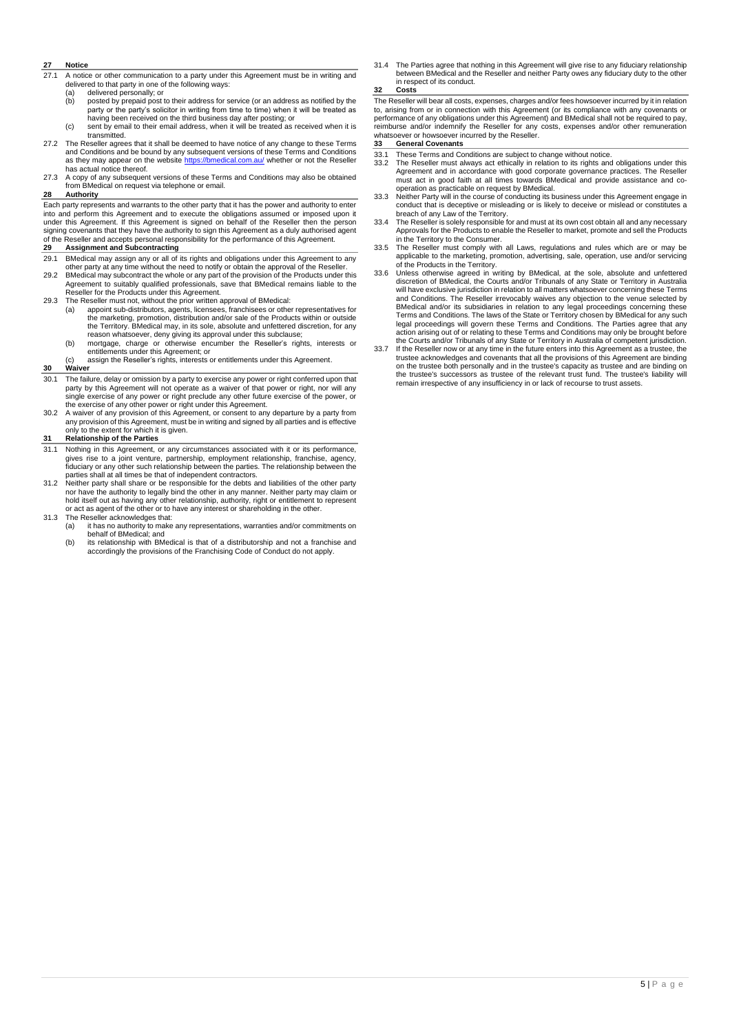## 27 Notice

27.1 A notice or other communication to a party under this Agreement must be in writing and delivered to that party in one of the following ways:

(a) delivered personally; or

(b) posted by prepaid post to their address for service (or an address as notified by the party or the party's solicitor in writing from time to time) when it will be treated as having been received on the third business day after posting; or

(c) sent by email to their email address, when it will be treated as received when it is transmitted.

27.2 The Reseller agrees that it shall be deemed to have notice of any change to these Terms and Conditions and be bound by any subsequent versions of these Terms and Conditions as they may appear on the website https://bmedical.com.au/ whether or not the Reseller has actual notice thereof.

27.3 A copy of any subsequent versions of these Terms and Conditions may also be obtained from BMedical on request via telephone or email.

## 28 Authority

Each party represents and warrants to the other party that it has the power and authority to enter into and perform this Agreement and to execute the obligations assumed or imposed upon it under this Agreement. If this Agreement is signed on behalf of the Reseller then the person signing covenants that they have the authority to sign this Agreement as a duly authorised agent of the Reseller and accepts personal responsibility for the performance of this Agreement.

## 29 Assignment and Subcontracting

29.1 BMedical may assign any or all of its rights and obligations under this Agreement to any other party at any time without the need to notify or obtain the approval of the Reseller.

29.2 BMedical may subcontract the whole or any part of the provision of the Products under this Agreement to suitably qualified professionals, save that BMedical remains liable to the Reseller for the Products under this Agreement.

29.3 The Reseller must not, without the prior written approval of BMedical:

(a) appoint sub-distributors, agents, licensees, franchisees or other representatives for the marketing, promotion, distribution and/or sale of the Products within or outside the Territory. BMedical may, in its sole, absolute and unfettered discretion, for any reason whatsoever, deny giving its approval under this subclause;

(b) mortgage, charge or otherwise encumber the Reseller's rights, interests or entitlements under this Agreement; or

(c) assign the Reseller's rights, interests or entitlements under this Agreement.

## 30 Waiver

30.1 The failure, delay or omission by a party to exercise any power or right conferred upon that party by this Agreement will not operate as a waiver of that power or right, nor will any single exercise of any power or right preclude any other future exercise of the power, or the exercise of any other power or right under this Agreement.

30.2 A waiver of any provision of this Agreement, or consent to any departure by a party from any provision of this Agreement, must be in writing and signed by all parties and is effective only to the extent for which it is given.

## 31 Relationship of the Parties

31.1 Nothing in this Agreement, or any circumstances associated with it or its performance, gives rise to a joint venture, partnership, employment relationship, franchise, agency, fiduciary or any other such relationship between the parties. The relationship between the parties shall at all times be that of independent contractors.

31.2 Neither party shall share or be responsible for the debts and liabilities of the other party nor have the authority to legally bind the other in any manner. Neither party may claim or hold itself out as having any other relationship, authority, right or entitlement to represent or act as agent of the other or to have any interest or shareholding in the other.

31.3 The Reseller acknowledges that:

(a) it has no authority to make any representations, warranties and/or commitments on behalf of BMedical; and

(b) its relationship with BMedical is that of a distributorship and not a franchise and accordingly the provisions of the Franchising Code of Conduct do not apply.

31.4 The Parties agree that nothing in this Agreement will give rise to any fiduciary relationship between BMedical and the Reseller and neither Party owes any fiduciary duty to the other in respect of its conduct.

## 32 Costs

The Reseller will bear all costs, expenses, charges and/or fees howsoever incurred by it in relation to, arising from or in connection with this Agreement (or its compliance with any covenants or performance of any obligations under this Agreement) and BMedical shall not be required to pay, reimburse and/or indemnify the Reseller for any costs, expenses and/or other remuneration whatsoever or howsoever incurred by the Reseller.

## 33 General Covenants

33.1 These Terms and Conditions are subject to change without notice.

33.2 The Reseller must always act ethically in relation to its rights and obligations under this Agreement and in accordance with good corporate governance practices. The Reseller must act in good faith at all times towards BMedical and provide assistance and co-operation as practicable on request by BMedical.

33.3 Neither Party will in the course of conducting its business under this Agreement engage in conduct that is deceptive or misleading or is likely to deceive or mislead or constitutes a breach of any Law of the Territory.

33.4 The Reseller is solely responsible for and must at its own cost obtain all and any necessary Approvals for the Products to enable the Reseller to market, promote and sell the Products in the Territory to the Consumer.

33.5 The Reseller must comply with all Laws, regulations and rules which are or may be applicable to the marketing, promotion, advertising, sale, operation, use and/or servicing of the Products in the Territory.

33.6 Unless otherwise agreed in writing by BMedical, at the sole, absolute and unfettered discretion of BMedical, the Courts and/or Tribunals of any State or Territory in Australia will have exclusive jurisdiction in relation to all matters whatsoever concerning these Terms and Conditions. The Reseller irrevocably waives any objection to the venue selected by BMedical and/or its subsidiaries in relation to any legal proceedings concerning these Terms and Conditions. The laws of the State or Territory chosen by BMedical for any such legal proceedings will govern these Terms and Conditions. The Parties agree that any action arising out of or relating to these Terms and Conditions may only be brought before the Courts and/or Tribunals of any State or Territory in Australia of competent jurisdiction.

33.7 If the Reseller now or at any time in the future enters into this Agreement as a trustee, the trustee acknowledges and covenants that all the provisions of this Agreement are binding on the trustee both personally and in the trustee's capacity as trustee and are binding on the trustee's successors as trustee of the relevant trust fund. The trustee's liability will remain irrespective of any insufficiency in or lack of recourse to trust assets.